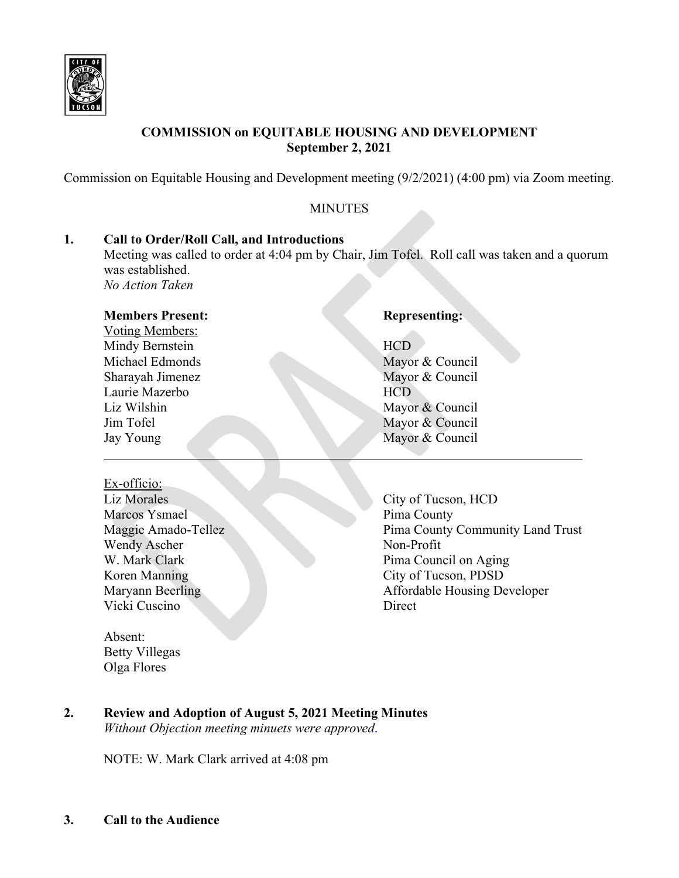**COMMISSION on EQUITABLE HOUSING AND DEVELOPMENT**
**September 2, 2021**

Commission on Equitable Housing and Development meeting (9/2/2021) (4:00 pm) via Zoom meeting.

MINUTES

## 1. Call to Order/Roll Call, and Introductions

Meeting was called to order at 4:04 pm by Chair, Jim Tofel. Roll call was taken and a quorum was established.
*No Action Taken*

| **Members Present:** | **Representing:** |
| --- | --- |
| Voting Members: | |
| Mindy Bernstein | HCD |
| Michael Edmonds | Mayor & Council |
| Sharayah Jimenez | Mayor & Council |
| Laurie Mazerbo | HCD |
| Liz Wilshin | Mayor & Council |
| Jim Tofel | Mayor & Council |
| Jay Young | Mayor & Council |

| Ex-officio: | |
| --- | --- |
| Liz Morales | City of Tucson, HCD |
| Marcos Ysmael | Pima County |
| Maggie Amado-Tellez | Pima County Community Land Trust |
| Wendy Ascher | Non-Profit |
| W. Mark Clark | Pima Council on Aging |
| Koren Manning | City of Tucson, PDSD |
| Maryann Beerling | Affordable Housing Developer |
| Vicki Cuscino | Direct |

Absent:
Betty Villegas
Olga Flores

## 2. Review and Adoption of August 5, 2021 Meeting Minutes

*Without Objection meeting minuets were approved*.

NOTE: W. Mark Clark arrived at 4:08 pm

## 3. Call to the Audience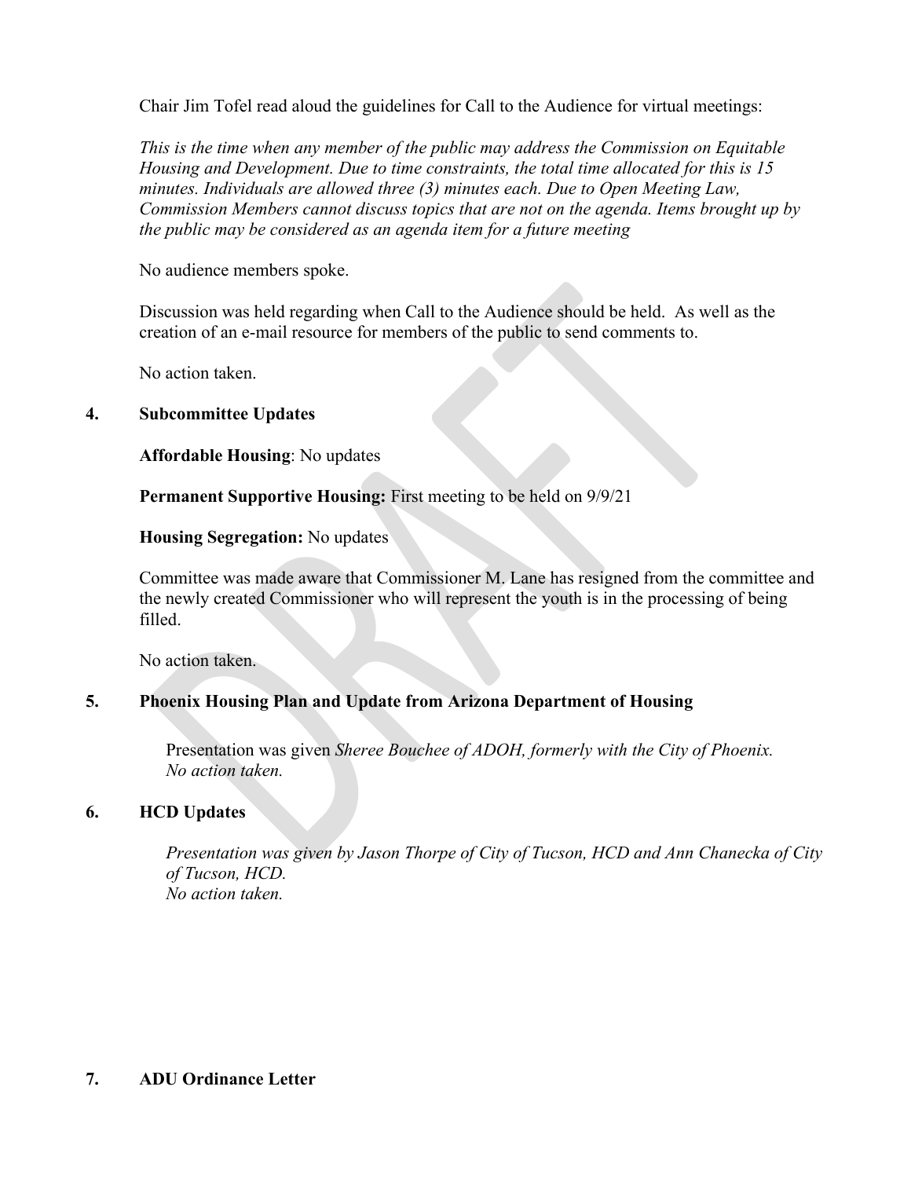Chair Jim Tofel read aloud the guidelines for Call to the Audience for virtual meetings:

*This is the time when any member of the public may address the Commission on Equitable Housing and Development. Due to time constraints, the total time allocated for this is 15 minutes. Individuals are allowed three (3) minutes each. Due to Open Meeting Law, Commission Members cannot discuss topics that are not on the agenda. Items brought up by the public may be considered as an agenda item for a future meeting*

No audience members spoke.

Discussion was held regarding when Call to the Audience should be held. As well as the creation of an e-mail resource for members of the public to send comments to.

No action taken.

## 4. Subcommittee Updates

**Affordable Housing**: No updates

**Permanent Supportive Housing:** First meeting to be held on 9/9/21

**Housing Segregation:** No updates

Committee was made aware that Commissioner M. Lane has resigned from the committee and the newly created Commissioner who will represent the youth is in the processing of being filled.

No action taken.

## 5. Phoenix Housing Plan and Update from Arizona Department of Housing

Presentation was given *Sheree Bouchee of ADOH, formerly with the City of Phoenix. No action taken.*

## 6. HCD Updates

*Presentation was given by Jason Thorpe of City of Tucson, HCD and Ann Chanecka of City of Tucson, HCD.*
*No action taken.*

## 7. ADU Ordinance Letter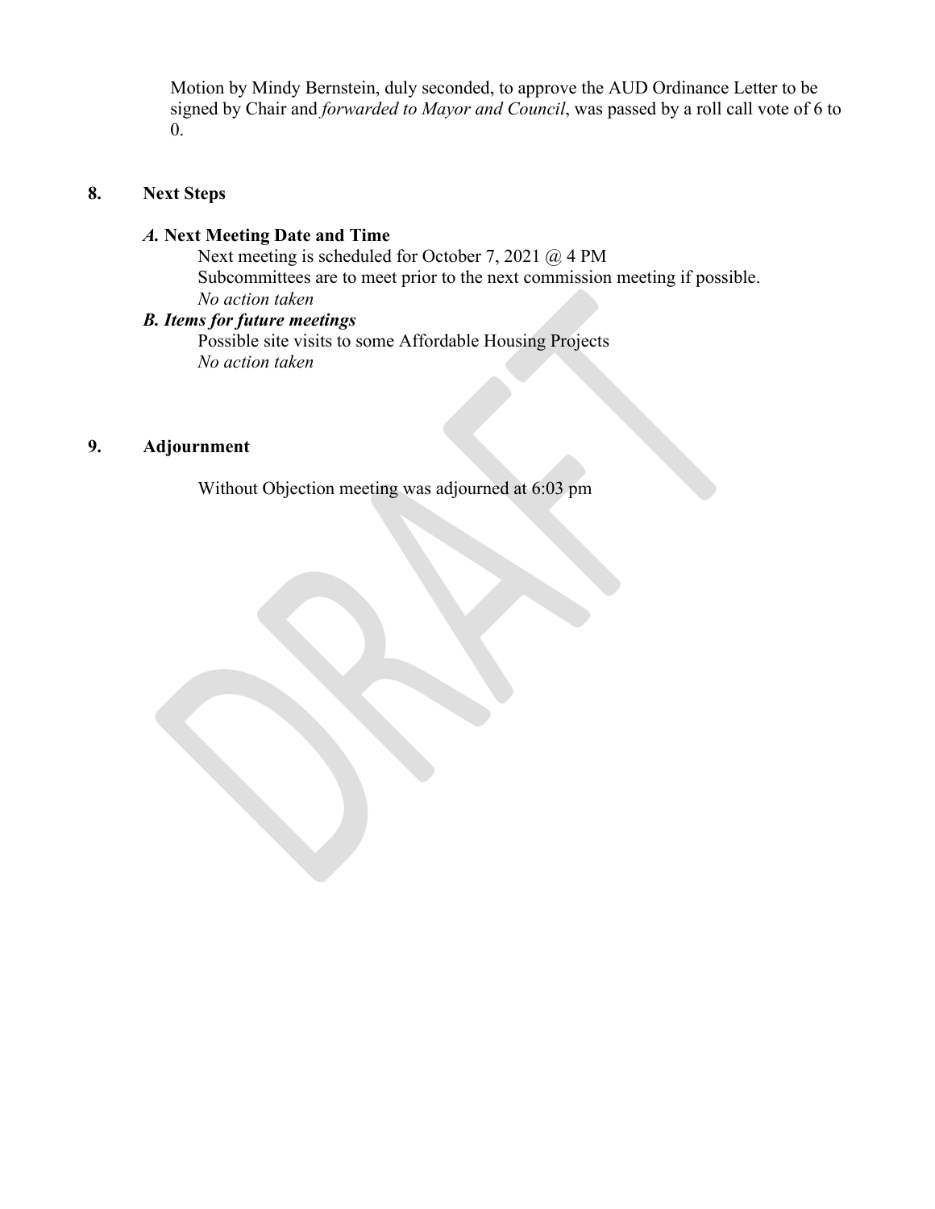Motion by Mindy Bernstein, duly seconded, to approve the AUD Ordinance Letter to be signed by Chair and *forwarded to Mayor and Council*, was passed by a roll call vote of 6 to 0.

## 8. Next Steps

### *A.* Next Meeting Date and Time

Next meeting is scheduled for October 7, 2021 @ 4 PM
Subcommittees are to meet prior to the next commission meeting if possible.
*No action taken*

### *B. Items for future meetings*

Possible site visits to some Affordable Housing Projects
*No action taken*

## 9. Adjournment

Without Objection meeting was adjourned at 6:03 pm